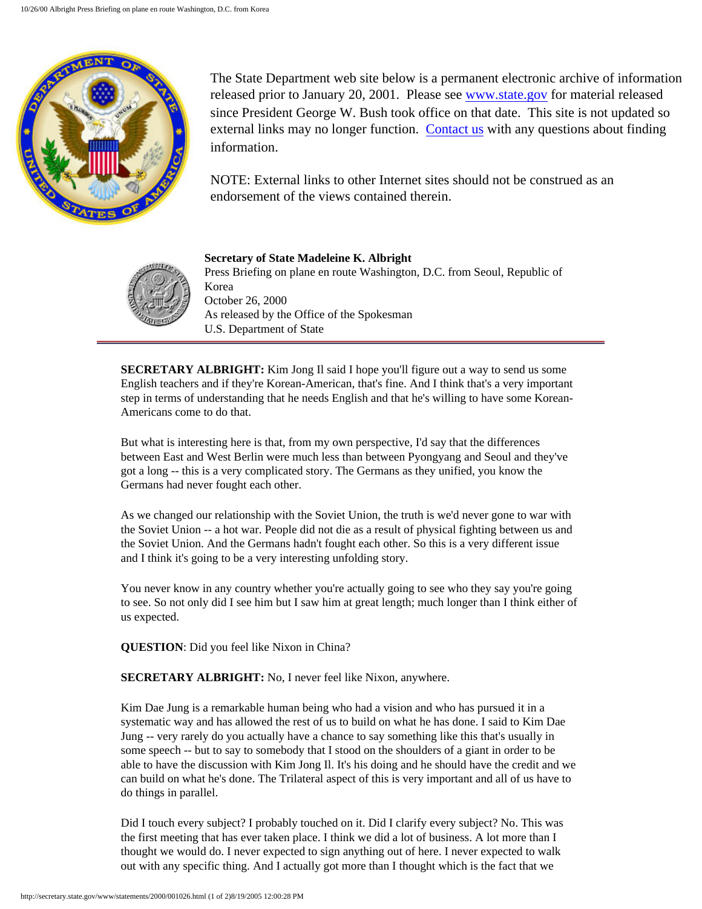The State Department web site below is a permanent electronic archive of information released prior to January 20, 2001. Please see [www.state.gov](http://www.state.gov) for material released since President George W. Bush took office on that date. This site is not updated so external links may no longer function. [Contact us](#) with any questions about finding information.

NOTE: External links to other Internet sites should not be construed as an endorsement of the views contained therein.

**Secretary of State Madeleine K. Albright**
Press Briefing on plane en route Washington, D.C. from Seoul, Republic of Korea
October 26, 2000
As released by the Office of the Spokesman
U.S. Department of State

---

**SECRETARY ALBRIGHT:** Kim Jong Il said I hope you'll figure out a way to send us some English teachers and if they're Korean-American, that's fine. And I think that's a very important step in terms of understanding that he needs English and that he's willing to have some Korean-Americans come to do that.

But what is interesting here is that, from my own perspective, I'd say that the differences between East and West Berlin were much less than between Pyongyang and Seoul and they've got a long -- this is a very complicated story. The Germans as they unified, you know the Germans had never fought each other.

As we changed our relationship with the Soviet Union, the truth is we'd never gone to war with the Soviet Union -- a hot war. People did not die as a result of physical fighting between us and the Soviet Union. And the Germans hadn't fought each other. So this is a very different issue and I think it's going to be a very interesting unfolding story.

You never know in any country whether you're actually going to see who they say you're going to see. So not only did I see him but I saw him at great length; much longer than I think either of us expected.

**QUESTION**: Did you feel like Nixon in China?

**SECRETARY ALBRIGHT:** No, I never feel like Nixon, anywhere.

Kim Dae Jung is a remarkable human being who had a vision and who has pursued it in a systematic way and has allowed the rest of us to build on what he has done. I said to Kim Dae Jung -- very rarely do you actually have a chance to say something like this that's usually in some speech -- but to say to somebody that I stood on the shoulders of a giant in order to be able to have the discussion with Kim Jong Il. It's his doing and he should have the credit and we can build on what he's done. The Trilateral aspect of this is very important and all of us have to do things in parallel.

Did I touch every subject? I probably touched on it. Did I clarify every subject? No. This was the first meeting that has ever taken place. I think we did a lot of business. A lot more than I thought we would do. I never expected to sign anything out of here. I never expected to walk out with any specific thing. And I actually got more than I thought which is the fact that we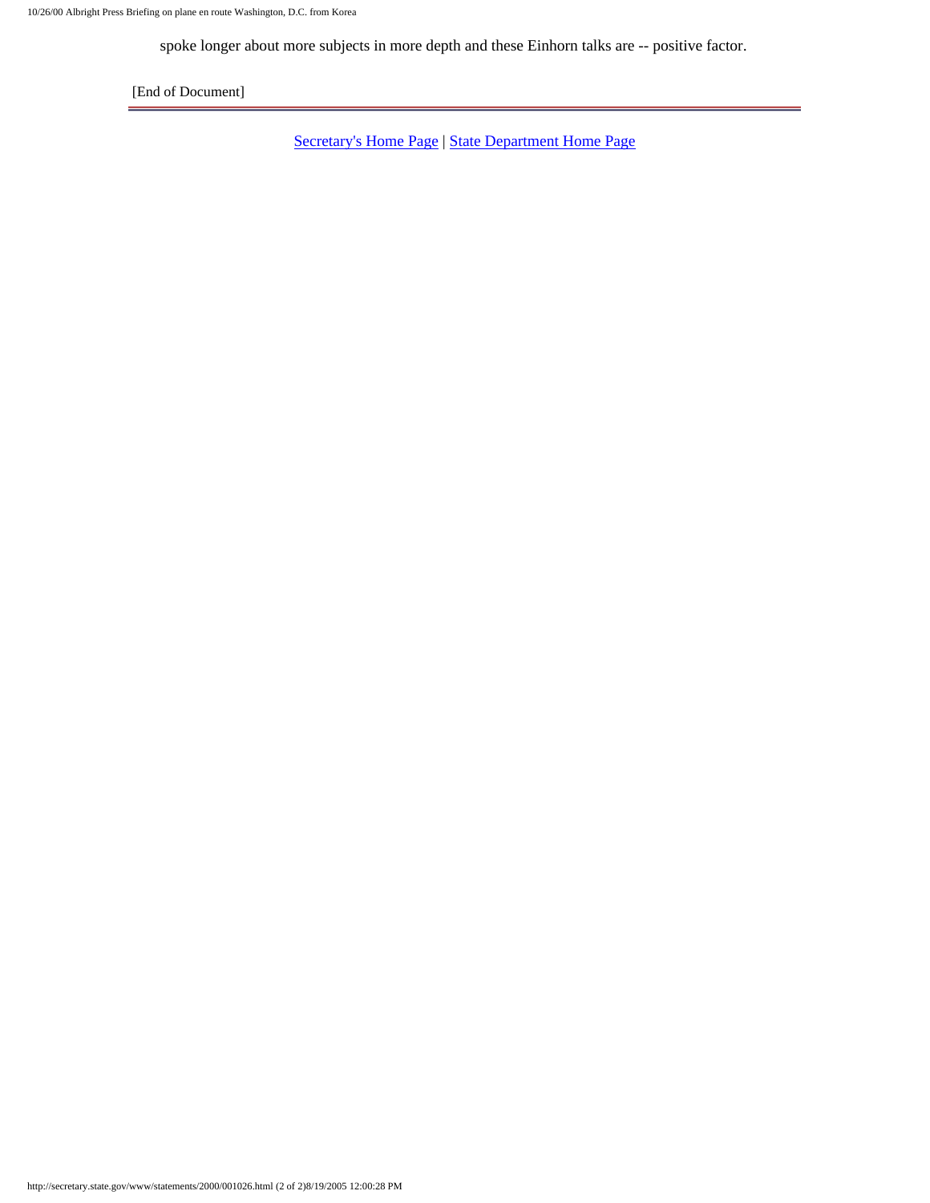spoke longer about more subjects in more depth and these Einhorn talks are -- positive factor.

[End of Document]

---

Secretary's Home Page | State Department Home Page